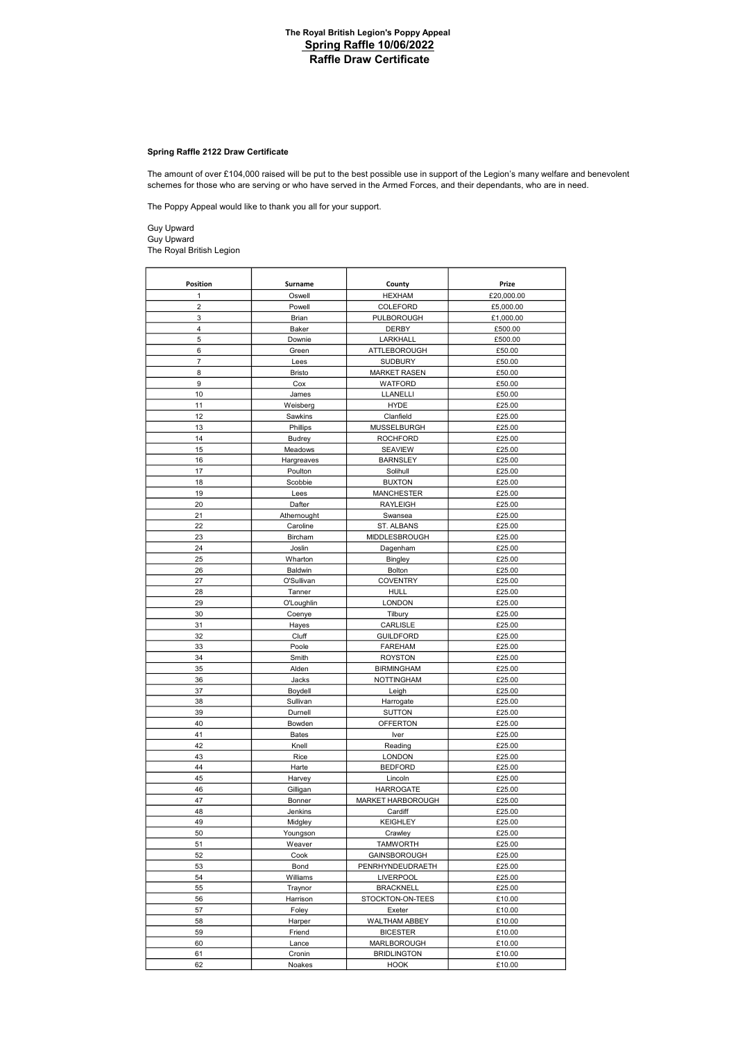# The Royal British Legion's Poppy Appeal

## Spring Raffle 10/06/2022

## Raffle Draw Certificate

**Spring Raffle 2122 Draw Certificate**

The amount of over £104,000 raised will be put to the best possible use in support of the Legion's many welfare and benevolent schemes for those who are serving or who have served in the Armed Forces, and their dependants, who are in need.

The Poppy Appeal would like to thank you all for your support.

Guy Upward
Guy Upward
The Royal British Legion

| Position | Surname | County | Prize |
|---|---|---|---|
| 1 | Oswell | HEXHAM | £20,000.00 |
| 2 | Powell | COLEFORD | £5,000.00 |
| 3 | Brian | PULBOROUGH | £1,000.00 |
| 4 | Baker | DERBY | £500.00 |
| 5 | Downie | LARKHALL | £500.00 |
| 6 | Green | ATTLEBOROUGH | £50.00 |
| 7 | Lees | SUDBURY | £50.00 |
| 8 | Bristo | MARKET RASEN | £50.00 |
| 9 | Cox | WATFORD | £50.00 |
| 10 | James | LLANELLI | £50.00 |
| 11 | Weisberg | HYDE | £25.00 |
| 12 | Sawkins | Clanfield | £25.00 |
| 13 | Phillips | MUSSELBURGH | £25.00 |
| 14 | Budrey | ROCHFORD | £25.00 |
| 15 | Meadows | SEAVIEW | £25.00 |
| 16 | Hargreaves | BARNSLEY | £25.00 |
| 17 | Poulton | Solihull | £25.00 |
| 18 | Scobbie | BUXTON | £25.00 |
| 19 | Lees | MANCHESTER | £25.00 |
| 20 | Dafter | RAYLEIGH | £25.00 |
| 21 | Athernought | Swansea | £25.00 |
| 22 | Caroline | ST. ALBANS | £25.00 |
| 23 | Bircham | MIDDLESBROUGH | £25.00 |
| 24 | Joslin | Dagenham | £25.00 |
| 25 | Wharton | Bingley | £25.00 |
| 26 | Baldwin | Bolton | £25.00 |
| 27 | O'Sullivan | COVENTRY | £25.00 |
| 28 | Tanner | HULL | £25.00 |
| 29 | O'Loughlin | LONDON | £25.00 |
| 30 | Coenye | Tilbury | £25.00 |
| 31 | Hayes | CARLISLE | £25.00 |
| 32 | Cluff | GUILDFORD | £25.00 |
| 33 | Poole | FAREHAM | £25.00 |
| 34 | Smith | ROYSTON | £25.00 |
| 35 | Alden | BIRMINGHAM | £25.00 |
| 36 | Jacks | NOTTINGHAM | £25.00 |
| 37 | Boydell | Leigh | £25.00 |
| 38 | Sullivan | Harrogate | £25.00 |
| 39 | Durnell | SUTTON | £25.00 |
| 40 | Bowden | OFFERTON | £25.00 |
| 41 | Bates | Iver | £25.00 |
| 42 | Knell | Reading | £25.00 |
| 43 | Rice | LONDON | £25.00 |
| 44 | Harte | BEDFORD | £25.00 |
| 45 | Harvey | Lincoln | £25.00 |
| 46 | Gilligan | HARROGATE | £25.00 |
| 47 | Bonner | MARKET HARBOROUGH | £25.00 |
| 48 | Jenkins | Cardiff | £25.00 |
| 49 | Midgley | KEIGHLEY | £25.00 |
| 50 | Youngson | Crawley | £25.00 |
| 51 | Weaver | TAMWORTH | £25.00 |
| 52 | Cook | GAINSBOROUGH | £25.00 |
| 53 | Bond | PENRHYNDEUDRAETH | £25.00 |
| 54 | Williams | LIVERPOOL | £25.00 |
| 55 | Traynor | BRACKNELL | £25.00 |
| 56 | Harrison | STOCKTON-ON-TEES | £10.00 |
| 57 | Foley | Exeter | £10.00 |
| 58 | Harper | WALTHAM ABBEY | £10.00 |
| 59 | Friend | BICESTER | £10.00 |
| 60 | Lance | MARLBOROUGH | £10.00 |
| 61 | Cronin | BRIDLINGTON | £10.00 |
| 62 | Noakes | HOOK | £10.00 |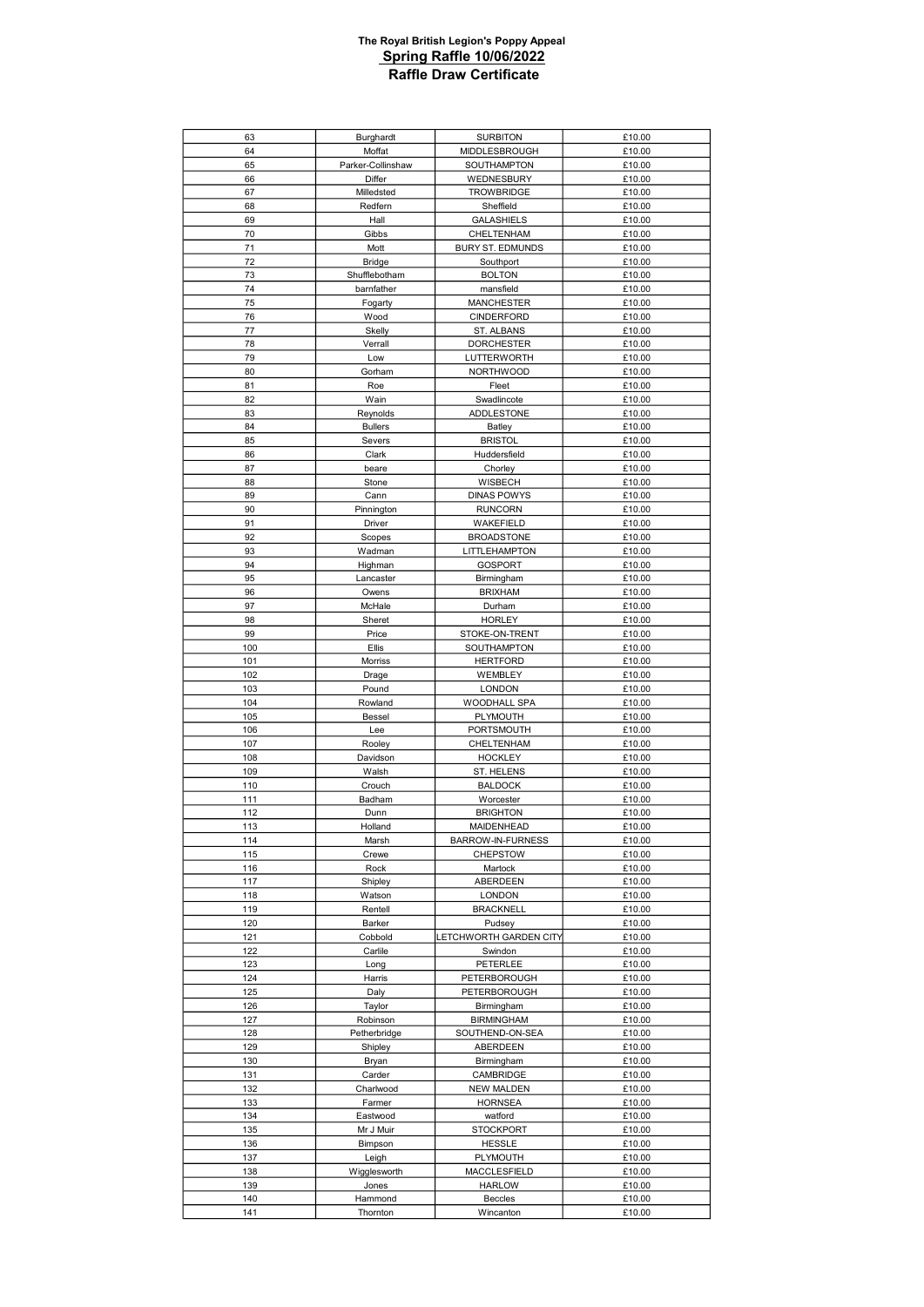**The Royal British Legion's Poppy Appeal**
**Spring Raffle 10/06/2022**
**Raffle Draw Certificate**

| | | | |
|---|---|---|---|
| 63 | Burghardt | SURBITON | £10.00 |
| 64 | Moffat | MIDDLESBROUGH | £10.00 |
| 65 | Parker-Collinshaw | SOUTHAMPTON | £10.00 |
| 66 | Differ | WEDNESBURY | £10.00 |
| 67 | Milledsted | TROWBRIDGE | £10.00 |
| 68 | Redfern | Sheffield | £10.00 |
| 69 | Hall | GALASHIELS | £10.00 |
| 70 | Gibbs | CHELTENHAM | £10.00 |
| 71 | Mott | BURY ST. EDMUNDS | £10.00 |
| 72 | Bridge | Southport | £10.00 |
| 73 | Shufflebotham | BOLTON | £10.00 |
| 74 | barnfather | mansfield | £10.00 |
| 75 | Fogarty | MANCHESTER | £10.00 |
| 76 | Wood | CINDERFORD | £10.00 |
| 77 | Skelly | ST. ALBANS | £10.00 |
| 78 | Verrall | DORCHESTER | £10.00 |
| 79 | Low | LUTTERWORTH | £10.00 |
| 80 | Gorham | NORTHWOOD | £10.00 |
| 81 | Roe | Fleet | £10.00 |
| 82 | Wain | Swadlincote | £10.00 |
| 83 | Reynolds | ADDLESTONE | £10.00 |
| 84 | Bullers | Batley | £10.00 |
| 85 | Severs | BRISTOL | £10.00 |
| 86 | Clark | Huddersfield | £10.00 |
| 87 | beare | Chorley | £10.00 |
| 88 | Stone | WISBECH | £10.00 |
| 89 | Cann | DINAS POWYS | £10.00 |
| 90 | Pinnington | RUNCORN | £10.00 |
| 91 | Driver | WAKEFIELD | £10.00 |
| 92 | Scopes | BROADSTONE | £10.00 |
| 93 | Wadman | LITTLEHAMPTON | £10.00 |
| 94 | Highman | GOSPORT | £10.00 |
| 95 | Lancaster | Birmingham | £10.00 |
| 96 | Owens | BRIXHAM | £10.00 |
| 97 | McHale | Durham | £10.00 |
| 98 | Sheret | HORLEY | £10.00 |
| 99 | Price | STOKE-ON-TRENT | £10.00 |
| 100 | Ellis | SOUTHAMPTON | £10.00 |
| 101 | Morriss | HERTFORD | £10.00 |
| 102 | Drage | WEMBLEY | £10.00 |
| 103 | Pound | LONDON | £10.00 |
| 104 | Rowland | WOODHALL SPA | £10.00 |
| 105 | Bessel | PLYMOUTH | £10.00 |
| 106 | Lee | PORTSMOUTH | £10.00 |
| 107 | Rooley | CHELTENHAM | £10.00 |
| 108 | Davidson | HOCKLEY | £10.00 |
| 109 | Walsh | ST. HELENS | £10.00 |
| 110 | Crouch | BALDOCK | £10.00 |
| 111 | Badham | Worcester | £10.00 |
| 112 | Dunn | BRIGHTON | £10.00 |
| 113 | Holland | MAIDENHEAD | £10.00 |
| 114 | Marsh | BARROW-IN-FURNESS | £10.00 |
| 115 | Crewe | CHEPSTOW | £10.00 |
| 116 | Rock | Martock | £10.00 |
| 117 | Shipley | ABERDEEN | £10.00 |
| 118 | Watson | LONDON | £10.00 |
| 119 | Rentell | BRACKNELL | £10.00 |
| 120 | Barker | Pudsey | £10.00 |
| 121 | Cobbold | LETCHWORTH GARDEN CITY | £10.00 |
| 122 | Carlile | Swindon | £10.00 |
| 123 | Long | PETERLEE | £10.00 |
| 124 | Harris | PETERBOROUGH | £10.00 |
| 125 | Daly | PETERBOROUGH | £10.00 |
| 126 | Taylor | Birmingham | £10.00 |
| 127 | Robinson | BIRMINGHAM | £10.00 |
| 128 | Petherbridge | SOUTHEND-ON-SEA | £10.00 |
| 129 | Shipley | ABERDEEN | £10.00 |
| 130 | Bryan | Birmingham | £10.00 |
| 131 | Carder | CAMBRIDGE | £10.00 |
| 132 | Charlwood | NEW MALDEN | £10.00 |
| 133 | Farmer | HORNSEA | £10.00 |
| 134 | Eastwood | watford | £10.00 |
| 135 | Mr J Muir | STOCKPORT | £10.00 |
| 136 | Bimpson | HESSLE | £10.00 |
| 137 | Leigh | PLYMOUTH | £10.00 |
| 138 | Wigglesworth | MACCLESFIELD | £10.00 |
| 139 | Jones | HARLOW | £10.00 |
| 140 | Hammond | Beccles | £10.00 |
| 141 | Thornton | Wincanton | £10.00 |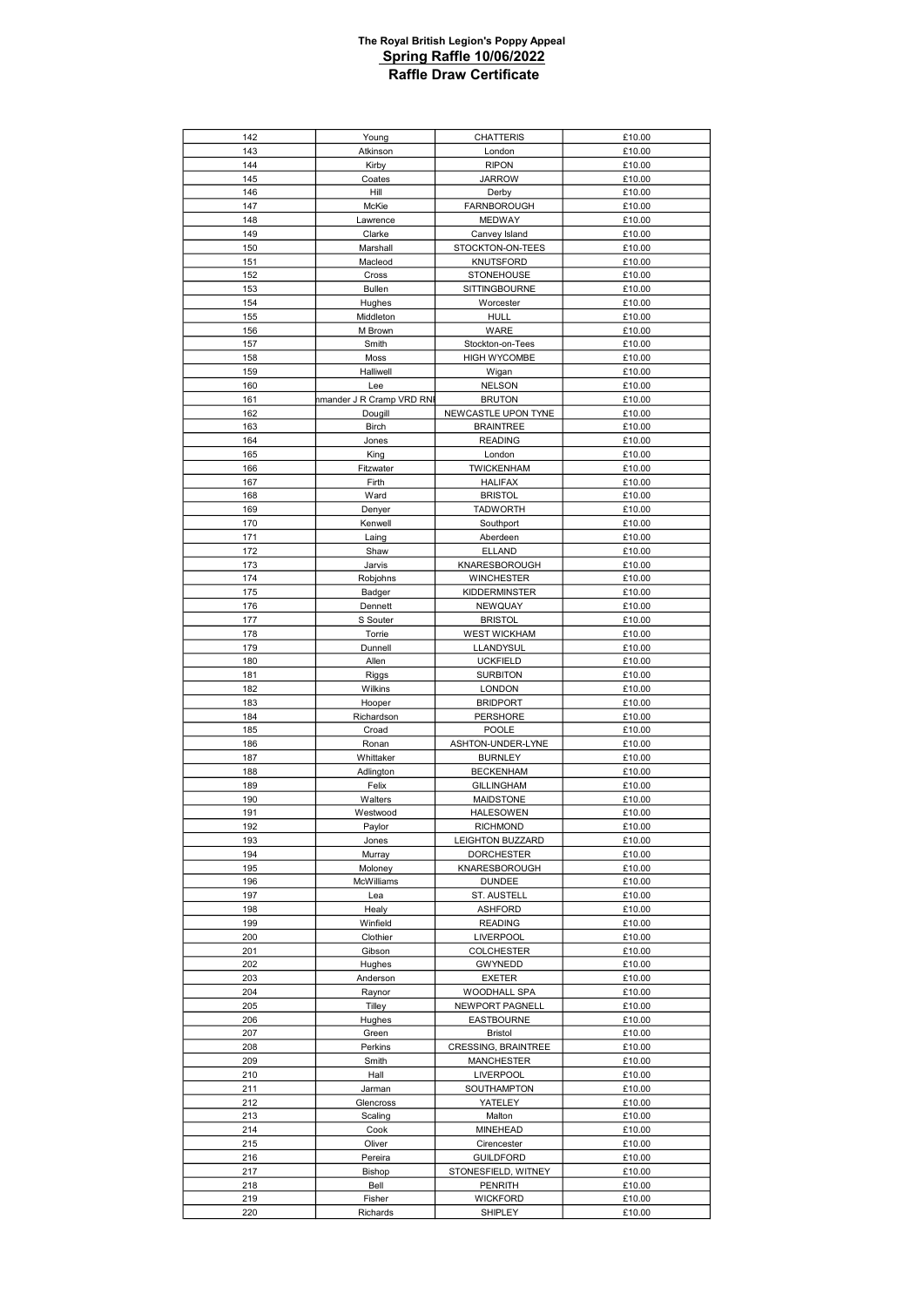**The Royal British Legion's Poppy Appeal**
**Spring Raffle 10/06/2022**
**Raffle Draw Certificate**

| | | | |
|---|---|---|---|
| 142 | Young | CHATTERIS | £10.00 |
| 143 | Atkinson | London | £10.00 |
| 144 | Kirby | RIPON | £10.00 |
| 145 | Coates | JARROW | £10.00 |
| 146 | Hill | Derby | £10.00 |
| 147 | McKie | FARNBOROUGH | £10.00 |
| 148 | Lawrence | MEDWAY | £10.00 |
| 149 | Clarke | Canvey Island | £10.00 |
| 150 | Marshall | STOCKTON-ON-TEES | £10.00 |
| 151 | Macleod | KNUTSFORD | £10.00 |
| 152 | Cross | STONEHOUSE | £10.00 |
| 153 | Bullen | SITTINGBOURNE | £10.00 |
| 154 | Hughes | Worcester | £10.00 |
| 155 | Middleton | HULL | £10.00 |
| 156 | M Brown | WARE | £10.00 |
| 157 | Smith | Stockton-on-Tees | £10.00 |
| 158 | Moss | HIGH WYCOMBE | £10.00 |
| 159 | Halliwell | Wigan | £10.00 |
| 160 | Lee | NELSON | £10.00 |
| 161 | nmander J R Cramp VRD RN | BRUTON | £10.00 |
| 162 | Dougill | NEWCASTLE UPON TYNE | £10.00 |
| 163 | Birch | BRAINTREE | £10.00 |
| 164 | Jones | READING | £10.00 |
| 165 | King | London | £10.00 |
| 166 | Fitzwater | TWICKENHAM | £10.00 |
| 167 | Firth | HALIFAX | £10.00 |
| 168 | Ward | BRISTOL | £10.00 |
| 169 | Denyer | TADWORTH | £10.00 |
| 170 | Kenwell | Southport | £10.00 |
| 171 | Laing | Aberdeen | £10.00 |
| 172 | Shaw | ELLAND | £10.00 |
| 173 | Jarvis | KNARESBOROUGH | £10.00 |
| 174 | Robjohns | WINCHESTER | £10.00 |
| 175 | Badger | KIDDERMINSTER | £10.00 |
| 176 | Dennett | NEWQUAY | £10.00 |
| 177 | S Souter | BRISTOL | £10.00 |
| 178 | Torrie | WEST WICKHAM | £10.00 |
| 179 | Dunnell | LLANDYSUL | £10.00 |
| 180 | Allen | UCKFIELD | £10.00 |
| 181 | Riggs | SURBITON | £10.00 |
| 182 | Wilkins | LONDON | £10.00 |
| 183 | Hooper | BRIDPORT | £10.00 |
| 184 | Richardson | PERSHORE | £10.00 |
| 185 | Croad | POOLE | £10.00 |
| 186 | Ronan | ASHTON-UNDER-LYNE | £10.00 |
| 187 | Whittaker | BURNLEY | £10.00 |
| 188 | Adlington | BECKENHAM | £10.00 |
| 189 | Felix | GILLINGHAM | £10.00 |
| 190 | Walters | MAIDSTONE | £10.00 |
| 191 | Westwood | HALESOWEN | £10.00 |
| 192 | Paylor | RICHMOND | £10.00 |
| 193 | Jones | LEIGHTON BUZZARD | £10.00 |
| 194 | Murray | DORCHESTER | £10.00 |
| 195 | Moloney | KNARESBOROUGH | £10.00 |
| 196 | McWilliams | DUNDEE | £10.00 |
| 197 | Lea | ST. AUSTELL | £10.00 |
| 198 | Healy | ASHFORD | £10.00 |
| 199 | Winfield | READING | £10.00 |
| 200 | Clothier | LIVERPOOL | £10.00 |
| 201 | Gibson | COLCHESTER | £10.00 |
| 202 | Hughes | GWYNEDD | £10.00 |
| 203 | Anderson | EXETER | £10.00 |
| 204 | Raynor | WOODHALL SPA | £10.00 |
| 205 | Tilley | NEWPORT PAGNELL | £10.00 |
| 206 | Hughes | EASTBOURNE | £10.00 |
| 207 | Green | Bristol | £10.00 |
| 208 | Perkins | CRESSING, BRAINTREE | £10.00 |
| 209 | Smith | MANCHESTER | £10.00 |
| 210 | Hall | LIVERPOOL | £10.00 |
| 211 | Jarman | SOUTHAMPTON | £10.00 |
| 212 | Glencross | YATELEY | £10.00 |
| 213 | Scaling | Malton | £10.00 |
| 214 | Cook | MINEHEAD | £10.00 |
| 215 | Oliver | Cirencester | £10.00 |
| 216 | Pereira | GUILDFORD | £10.00 |
| 217 | Bishop | STONESFIELD, WITNEY | £10.00 |
| 218 | Bell | PENRITH | £10.00 |
| 219 | Fisher | WICKFORD | £10.00 |
| 220 | Richards | SHIPLEY | £10.00 |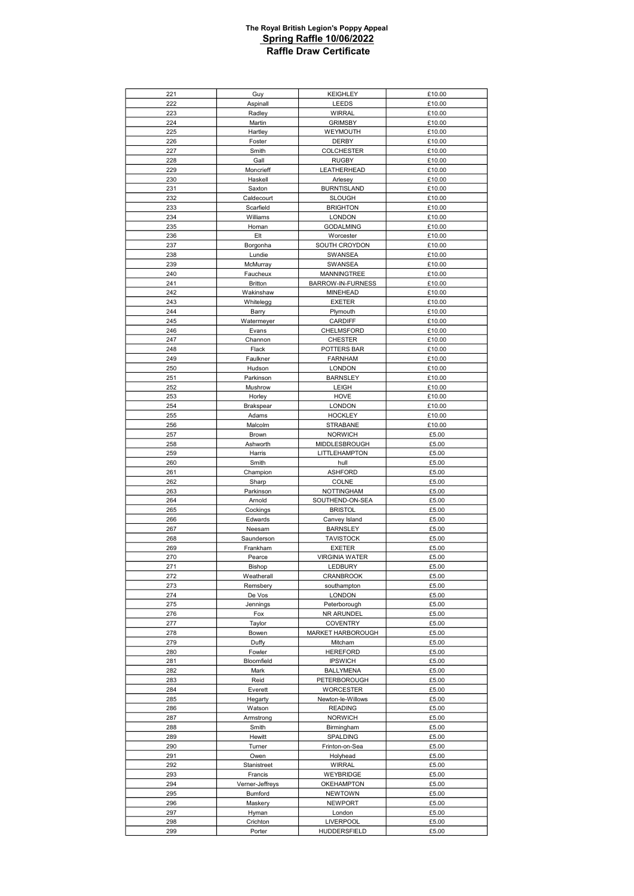**The Royal British Legion's Poppy Appeal**

**Spring Raffle 10/06/2022**

**Raffle Draw Certificate**

| | | | |
|---|---|---|---|
| 221 | Guy | KEIGHLEY | £10.00 |
| 222 | Aspinall | LEEDS | £10.00 |
| 223 | Radley | WIRRAL | £10.00 |
| 224 | Martin | GRIMSBY | £10.00 |
| 225 | Hartley | WEYMOUTH | £10.00 |
| 226 | Foster | DERBY | £10.00 |
| 227 | Smith | COLCHESTER | £10.00 |
| 228 | Gall | RUGBY | £10.00 |
| 229 | Moncrieff | LEATHERHEAD | £10.00 |
| 230 | Haskell | Arlesey | £10.00 |
| 231 | Saxton | BURNTISLAND | £10.00 |
| 232 | Caldecourt | SLOUGH | £10.00 |
| 233 | Scarfield | BRIGHTON | £10.00 |
| 234 | Williams | LONDON | £10.00 |
| 235 | Homan | GODALMING | £10.00 |
| 236 | Elt | Worcester | £10.00 |
| 237 | Borgonha | SOUTH CROYDON | £10.00 |
| 238 | Lundie | SWANSEA | £10.00 |
| 239 | McMurray | SWANSEA | £10.00 |
| 240 | Faucheux | MANNINGTREE | £10.00 |
| 241 | Britton | BARROW-IN-FURNESS | £10.00 |
| 242 | Wakinshaw | MINEHEAD | £10.00 |
| 243 | Whitelegg | EXETER | £10.00 |
| 244 | Barry | Plymouth | £10.00 |
| 245 | Watermeyer | CARDIFF | £10.00 |
| 246 | Evans | CHELMSFORD | £10.00 |
| 247 | Channon | CHESTER | £10.00 |
| 248 | Flack | POTTERS BAR | £10.00 |
| 249 | Faulkner | FARNHAM | £10.00 |
| 250 | Hudson | LONDON | £10.00 |
| 251 | Parkinson | BARNSLEY | £10.00 |
| 252 | Mushrow | LEIGH | £10.00 |
| 253 | Horley | HOVE | £10.00 |
| 254 | Brakspear | LONDON | £10.00 |
| 255 | Adams | HOCKLEY | £10.00 |
| 256 | Malcolm | STRABANE | £10.00 |
| 257 | Brown | NORWICH | £5.00 |
| 258 | Ashworth | MIDDLESBROUGH | £5.00 |
| 259 | Harris | LITTLEHAMPTON | £5.00 |
| 260 | Smith | hull | £5.00 |
| 261 | Champion | ASHFORD | £5.00 |
| 262 | Sharp | COLNE | £5.00 |
| 263 | Parkinson | NOTTINGHAM | £5.00 |
| 264 | Arnold | SOUTHEND-ON-SEA | £5.00 |
| 265 | Cockings | BRISTOL | £5.00 |
| 266 | Edwards | Canvey Island | £5.00 |
| 267 | Neesam | BARNSLEY | £5.00 |
| 268 | Saunderson | TAVISTOCK | £5.00 |
| 269 | Frankham | EXETER | £5.00 |
| 270 | Pearce | VIRGINIA WATER | £5.00 |
| 271 | Bishop | LEDBURY | £5.00 |
| 272 | Weatherall | CRANBROOK | £5.00 |
| 273 | Remsbery | southampton | £5.00 |
| 274 | De Vos | LONDON | £5.00 |
| 275 | Jennings | Peterborough | £5.00 |
| 276 | Fox | NR ARUNDEL | £5.00 |
| 277 | Taylor | COVENTRY | £5.00 |
| 278 | Bowen | MARKET HARBOROUGH | £5.00 |
| 279 | Duffy | Mitcham | £5.00 |
| 280 | Fowler | HEREFORD | £5.00 |
| 281 | Bloomfield | IPSWICH | £5.00 |
| 282 | Mark | BALLYMENA | £5.00 |
| 283 | Reid | PETERBOROUGH | £5.00 |
| 284 | Everett | WORCESTER | £5.00 |
| 285 | Hegarty | Newton-le-Willows | £5.00 |
| 286 | Watson | READING | £5.00 |
| 287 | Armstrong | NORWICH | £5.00 |
| 288 | Smith | Birmingham | £5.00 |
| 289 | Hewitt | SPALDING | £5.00 |
| 290 | Turner | Frinton-on-Sea | £5.00 |
| 291 | Owen | Holyhead | £5.00 |
| 292 | Stanistreet | WIRRAL | £5.00 |
| 293 | Francis | WEYBRIDGE | £5.00 |
| 294 | Verner-Jeffreys | OKEHAMPTON | £5.00 |
| 295 | Bumford | NEWTOWN | £5.00 |
| 296 | Maskery | NEWPORT | £5.00 |
| 297 | Hyman | London | £5.00 |
| 298 | Crichton | LIVERPOOL | £5.00 |
| 299 | Porter | HUDDERSFIELD | £5.00 |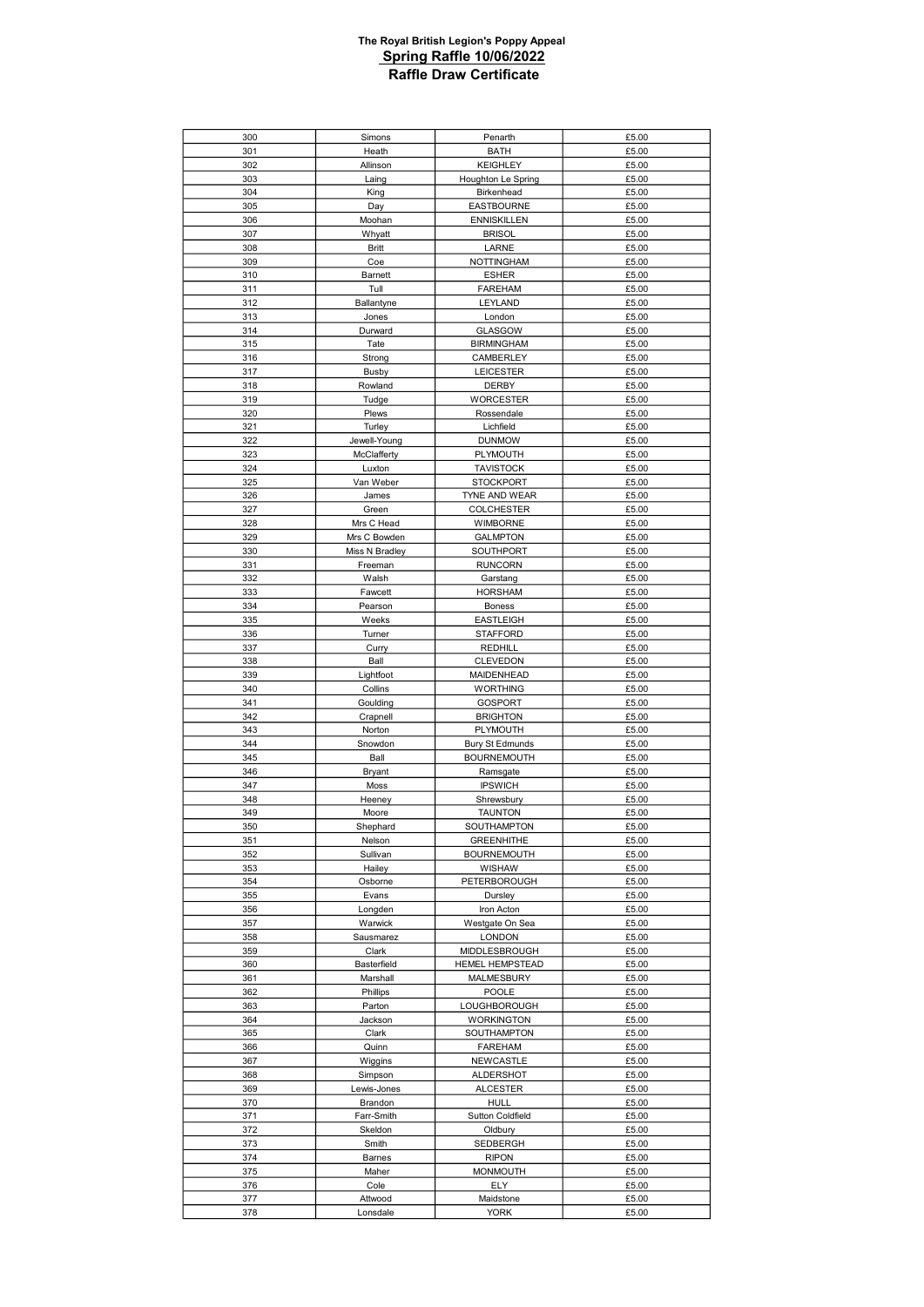**The Royal British Legion's Poppy Appeal**
**Spring Raffle 10/06/2022**
**Raffle Draw Certificate**

| | | | |
|---|---|---|---|
| 300 | Simons | Penarth | £5.00 |
| 301 | Heath | BATH | £5.00 |
| 302 | Allinson | KEIGHLEY | £5.00 |
| 303 | Laing | Houghton Le Spring | £5.00 |
| 304 | King | Birkenhead | £5.00 |
| 305 | Day | EASTBOURNE | £5.00 |
| 306 | Moohan | ENNISKILLEN | £5.00 |
| 307 | Whyatt | BRISOL | £5.00 |
| 308 | Britt | LARNE | £5.00 |
| 309 | Coe | NOTTINGHAM | £5.00 |
| 310 | Barnett | ESHER | £5.00 |
| 311 | Tull | FAREHAM | £5.00 |
| 312 | Ballantyne | LEYLAND | £5.00 |
| 313 | Jones | London | £5.00 |
| 314 | Durward | GLASGOW | £5.00 |
| 315 | Tate | BIRMINGHAM | £5.00 |
| 316 | Strong | CAMBERLEY | £5.00 |
| 317 | Busby | LEICESTER | £5.00 |
| 318 | Rowland | DERBY | £5.00 |
| 319 | Tudge | WORCESTER | £5.00 |
| 320 | Plews | Rossendale | £5.00 |
| 321 | Turley | Lichfield | £5.00 |
| 322 | Jewell-Young | DUNMOW | £5.00 |
| 323 | McClafferty | PLYMOUTH | £5.00 |
| 324 | Luxton | TAVISTOCK | £5.00 |
| 325 | Van Weber | STOCKPORT | £5.00 |
| 326 | James | TYNE AND WEAR | £5.00 |
| 327 | Green | COLCHESTER | £5.00 |
| 328 | Mrs C Head | WIMBORNE | £5.00 |
| 329 | Mrs C Bowden | GALMPTON | £5.00 |
| 330 | Miss N Bradley | SOUTHPORT | £5.00 |
| 331 | Freeman | RUNCORN | £5.00 |
| 332 | Walsh | Garstang | £5.00 |
| 333 | Fawcett | HORSHAM | £5.00 |
| 334 | Pearson | Boness | £5.00 |
| 335 | Weeks | EASTLEIGH | £5.00 |
| 336 | Turner | STAFFORD | £5.00 |
| 337 | Curry | REDHILL | £5.00 |
| 338 | Ball | CLEVEDON | £5.00 |
| 339 | Lightfoot | MAIDENHEAD | £5.00 |
| 340 | Collins | WORTHING | £5.00 |
| 341 | Goulding | GOSPORT | £5.00 |
| 342 | Crapnell | BRIGHTON | £5.00 |
| 343 | Norton | PLYMOUTH | £5.00 |
| 344 | Snowdon | Bury St Edmunds | £5.00 |
| 345 | Ball | BOURNEMOUTH | £5.00 |
| 346 | Bryant | Ramsgate | £5.00 |
| 347 | Moss | IPSWICH | £5.00 |
| 348 | Heeney | Shrewsbury | £5.00 |
| 349 | Moore | TAUNTON | £5.00 |
| 350 | Shephard | SOUTHAMPTON | £5.00 |
| 351 | Nelson | GREENHITHE | £5.00 |
| 352 | Sullivan | BOURNEMOUTH | £5.00 |
| 353 | Hailey | WISHAW | £5.00 |
| 354 | Osborne | PETERBOROUGH | £5.00 |
| 355 | Evans | Dursley | £5.00 |
| 356 | Longden | Iron Acton | £5.00 |
| 357 | Warwick | Westgate On Sea | £5.00 |
| 358 | Sausmarez | LONDON | £5.00 |
| 359 | Clark | MIDDLESBROUGH | £5.00 |
| 360 | Basterfield | HEMEL HEMPSTEAD | £5.00 |
| 361 | Marshall | MALMESBURY | £5.00 |
| 362 | Phillips | POOLE | £5.00 |
| 363 | Parton | LOUGHBOROUGH | £5.00 |
| 364 | Jackson | WORKINGTON | £5.00 |
| 365 | Clark | SOUTHAMPTON | £5.00 |
| 366 | Quinn | FAREHAM | £5.00 |
| 367 | Wiggins | NEWCASTLE | £5.00 |
| 368 | Simpson | ALDERSHOT | £5.00 |
| 369 | Lewis-Jones | ALCESTER | £5.00 |
| 370 | Brandon | HULL | £5.00 |
| 371 | Farr-Smith | Sutton Coldfield | £5.00 |
| 372 | Skeldon | Oldbury | £5.00 |
| 373 | Smith | SEDBERGH | £5.00 |
| 374 | Barnes | RIPON | £5.00 |
| 375 | Maher | MONMOUTH | £5.00 |
| 376 | Cole | ELY | £5.00 |
| 377 | Attwood | Maidstone | £5.00 |
| 378 | Lonsdale | YORK | £5.00 |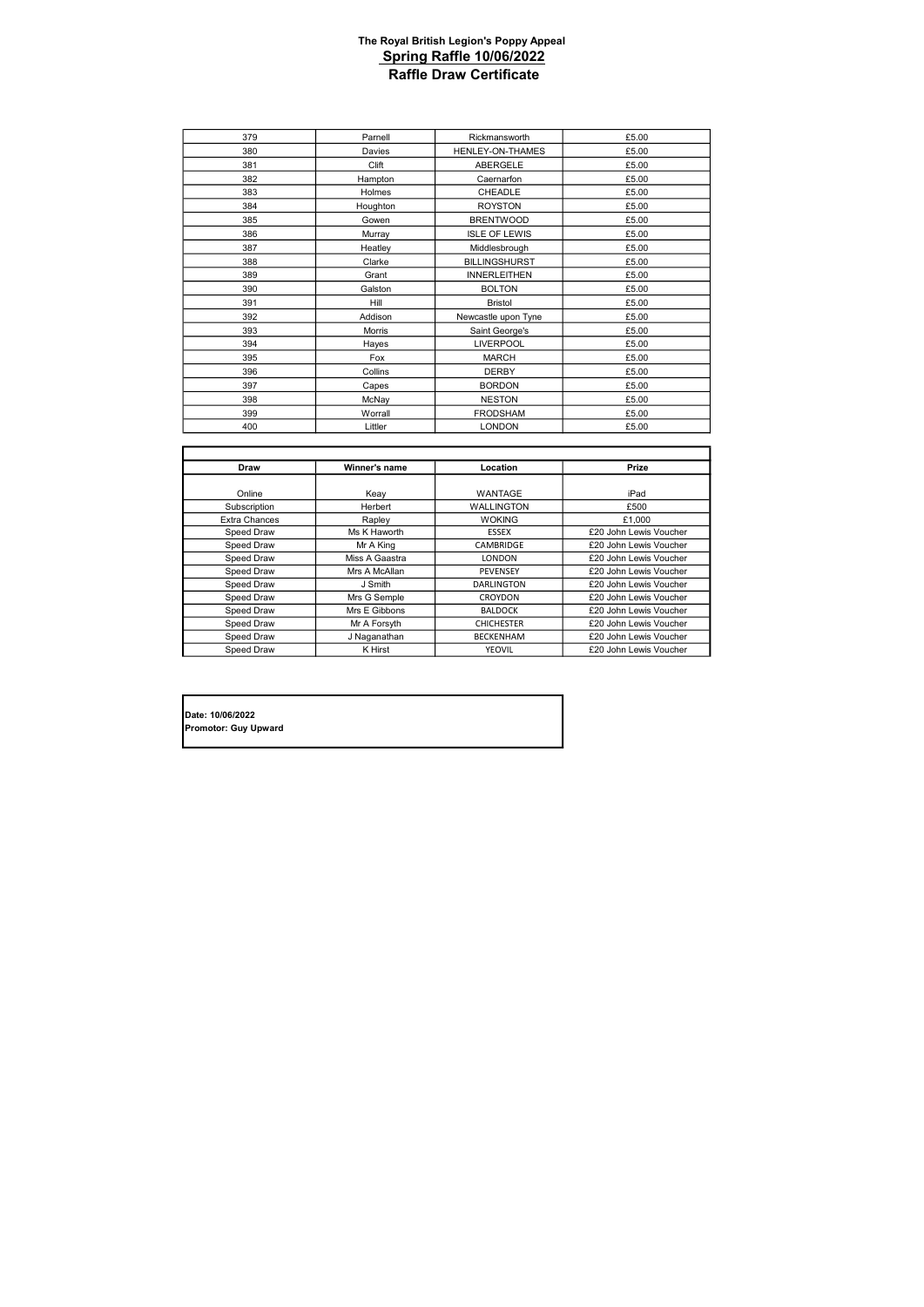**The Royal British Legion's Poppy Appeal**

**Spring Raffle 10/06/2022**

**Raffle Draw Certificate**

| | | | |
|---|---|---|---|
| 379 | Parnell | Rickmansworth | £5.00 |
| 380 | Davies | HENLEY-ON-THAMES | £5.00 |
| 381 | Clift | ABERGELE | £5.00 |
| 382 | Hampton | Caernarfon | £5.00 |
| 383 | Holmes | CHEADLE | £5.00 |
| 384 | Houghton | ROYSTON | £5.00 |
| 385 | Gowen | BRENTWOOD | £5.00 |
| 386 | Murray | ISLE OF LEWIS | £5.00 |
| 387 | Heatley | Middlesbrough | £5.00 |
| 388 | Clarke | BILLINGSHURST | £5.00 |
| 389 | Grant | INNERLEITHEN | £5.00 |
| 390 | Galston | BOLTON | £5.00 |
| 391 | Hill | Bristol | £5.00 |
| 392 | Addison | Newcastle upon Tyne | £5.00 |
| 393 | Morris | Saint George's | £5.00 |
| 394 | Hayes | LIVERPOOL | £5.00 |
| 395 | Fox | MARCH | £5.00 |
| 396 | Collins | DERBY | £5.00 |
| 397 | Capes | BORDON | £5.00 |
| 398 | McNay | NESTON | £5.00 |
| 399 | Worrall | FRODSHAM | £5.00 |
| 400 | Littler | LONDON | £5.00 |

| Draw | Winner's name | Location | Prize |
|---|---|---|---|
| Online | Keay | WANTAGE | iPad |
| Subscription | Herbert | WALLINGTON | £500 |
| Extra Chances | Rapley | WOKING | £1,000 |
| Speed Draw | Ms K Haworth | ESSEX | £20 John Lewis Voucher |
| Speed Draw | Mr A King | CAMBRIDGE | £20 John Lewis Voucher |
| Speed Draw | Miss A Gaastra | LONDON | £20 John Lewis Voucher |
| Speed Draw | Mrs A McAllan | PEVENSEY | £20 John Lewis Voucher |
| Speed Draw | J Smith | DARLINGTON | £20 John Lewis Voucher |
| Speed Draw | Mrs G Semple | CROYDON | £20 John Lewis Voucher |
| Speed Draw | Mrs E Gibbons | BALDOCK | £20 John Lewis Voucher |
| Speed Draw | Mr A Forsyth | CHICHESTER | £20 John Lewis Voucher |
| Speed Draw | J Naganathan | BECKENHAM | £20 John Lewis Voucher |
| Speed Draw | K Hirst | YEOVIL | £20 John Lewis Voucher |

**Date: 10/06/2022**
**Promotor: Guy Upward**